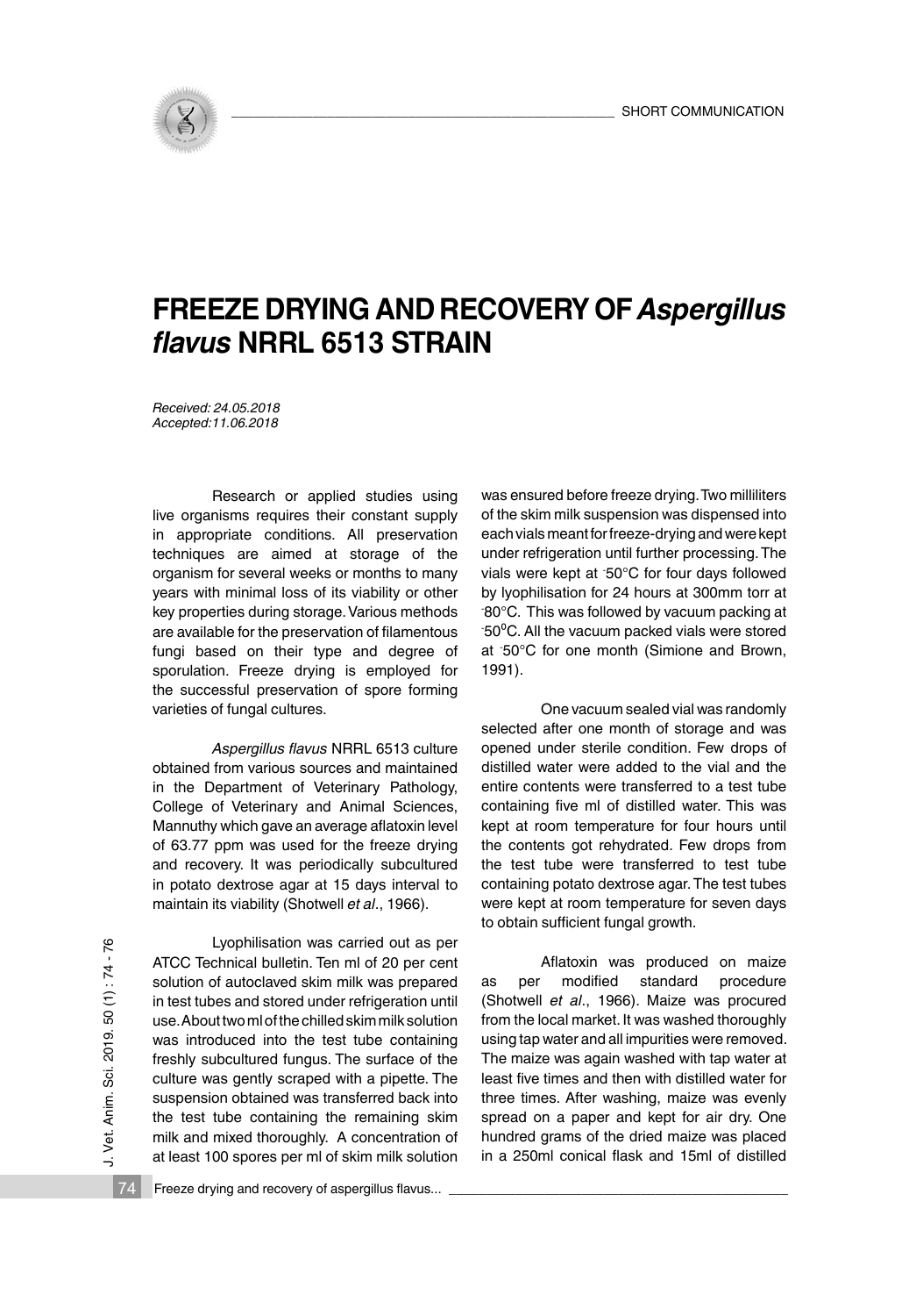SHORT COMMUNICATION

# FREEZE DRYING AND RECOVERY OF *Aspergillus flavus* NRRL 6513 STRAIN

*Received: 24.05.2018*
*Accepted:11.06.2018*

Research or applied studies using live organisms requires their constant supply in appropriate conditions. All preservation techniques are aimed at storage of the organism for several weeks or months to many years with minimal loss of its viability or other key properties during storage. Various methods are available for the preservation of filamentous fungi based on their type and degree of sporulation. Freeze drying is employed for the successful preservation of spore forming varieties of fungal cultures.

*Aspergillus flavus* NRRL 6513 culture obtained from various sources and maintained in the Department of Veterinary Pathology, College of Veterinary and Animal Sciences, Mannuthy which gave an average aflatoxin level of 63.77 ppm was used for the freeze drying and recovery. It was periodically subcultured in potato dextrose agar at 15 days interval to maintain its viability (Shotwell *et al*., 1966).

Lyophilisation was carried out as per ATCC Technical bulletin. Ten ml of 20 per cent solution of autoclaved skim milk was prepared in test tubes and stored under refrigeration until use. About two ml of the chilled skim milk solution was introduced into the test tube containing freshly subcultured fungus. The surface of the culture was gently scraped with a pipette. The suspension obtained was transferred back into the test tube containing the remaining skim milk and mixed thoroughly. A concentration of at least 100 spores per ml of skim milk solution was ensured before freeze drying. Two milliliters of the skim milk suspension was dispensed into each vials meant for freeze-drying and were kept under refrigeration until further processing. The vials were kept at $^{-}50$°C for four days followed by lyophilisation for 24 hours at 300mm torr at $^{-}80$°C. This was followed by vacuum packing at $^{-}50^{0}$C. All the vacuum packed vials were stored at $^{-}50$°C for one month (Simione and Brown, 1991).

One vacuum sealed vial was randomly selected after one month of storage and was opened under sterile condition. Few drops of distilled water were added to the vial and the entire contents were transferred to a test tube containing five ml of distilled water. This was kept at room temperature for four hours until the contents got rehydrated. Few drops from the test tube were transferred to test tube containing potato dextrose agar. The test tubes were kept at room temperature for seven days to obtain sufficient fungal growth.

Aflatoxin was produced on maize as per modified standard procedure (Shotwell *et al*., 1966). Maize was procured from the local market. It was washed thoroughly using tap water and all impurities were removed. The maize was again washed with tap water at least five times and then with distilled water for three times. After washing, maize was evenly spread on a paper and kept for air dry. One hundred grams of the dried maize was placed in a 250ml conical flask and 15ml of distilled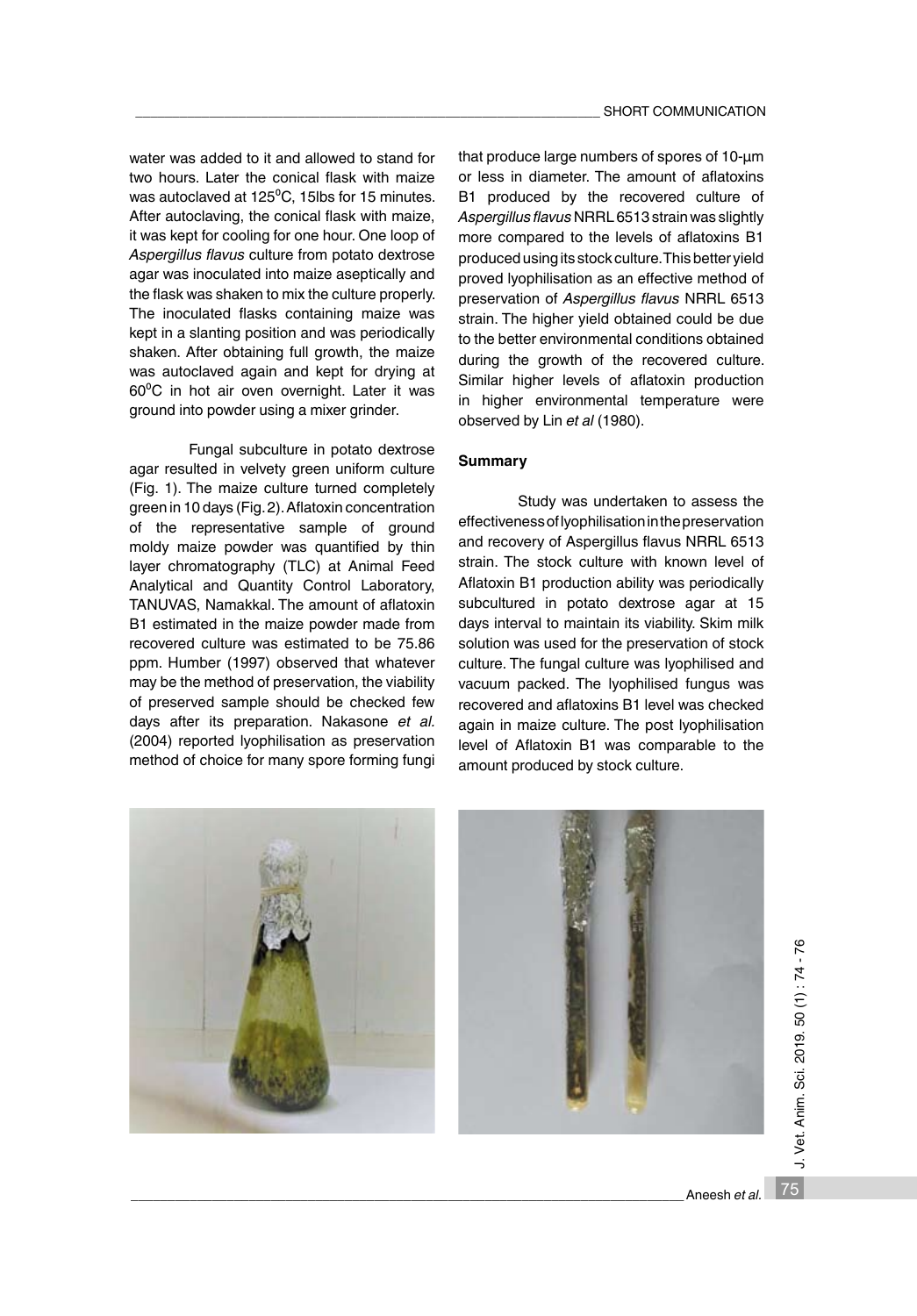water was added to it and allowed to stand for two hours. Later the conical flask with maize was autoclaved at 125$^0$C, 15lbs for 15 minutes. After autoclaving, the conical flask with maize, it was kept for cooling for one hour. One loop of *Aspergillus flavus* culture from potato dextrose agar was inoculated into maize aseptically and the flask was shaken to mix the culture properly. The inoculated flasks containing maize was kept in a slanting position and was periodically shaken. After obtaining full growth, the maize was autoclaved again and kept for drying at 60$^0$C in hot air oven overnight. Later it was ground into powder using a mixer grinder.

Fungal subculture in potato dextrose agar resulted in velvety green uniform culture (Fig. 1). The maize culture turned completely green in 10 days (Fig. 2). Aflatoxin concentration of the representative sample of ground moldy maize powder was quantified by thin layer chromatography (TLC) at Animal Feed Analytical and Quantity Control Laboratory, TANUVAS, Namakkal. The amount of aflatoxin B1 estimated in the maize powder made from recovered culture was estimated to be 75.86 ppm. Humber (1997) observed that whatever may be the method of preservation, the viability of preserved sample should be checked few days after its preparation. Nakasone *et al.* (2004) reported lyophilisation as preservation method of choice for many spore forming fungi that produce large numbers of spores of 10-µm or less in diameter. The amount of aflatoxins B1 produced by the recovered culture of *Aspergillus flavus* NRRL 6513 strain was slightly more compared to the levels of aflatoxins B1 produced using its stock culture. This better yield proved lyophilisation as an effective method of preservation of *Aspergillus flavus* NRRL 6513 strain. The higher yield obtained could be due to the better environmental conditions obtained during the growth of the recovered culture. Similar higher levels of aflatoxin production in higher environmental temperature were observed by Lin *et al* (1980).

**Summary**

Study was undertaken to assess the effectiveness of lyophilisation in the preservation and recovery of Aspergillus flavus NRRL 6513 strain. The stock culture with known level of Aflatoxin B1 production ability was periodically subcultured in potato dextrose agar at 15 days interval to maintain its viability. Skim milk solution was used for the preservation of stock culture. The fungal culture was lyophilised and vacuum packed. The lyophilised fungus was recovered and aflatoxins B1 level was checked again in maize culture. The post lyophilisation level of Aflatoxin B1 was comparable to the amount produced by stock culture.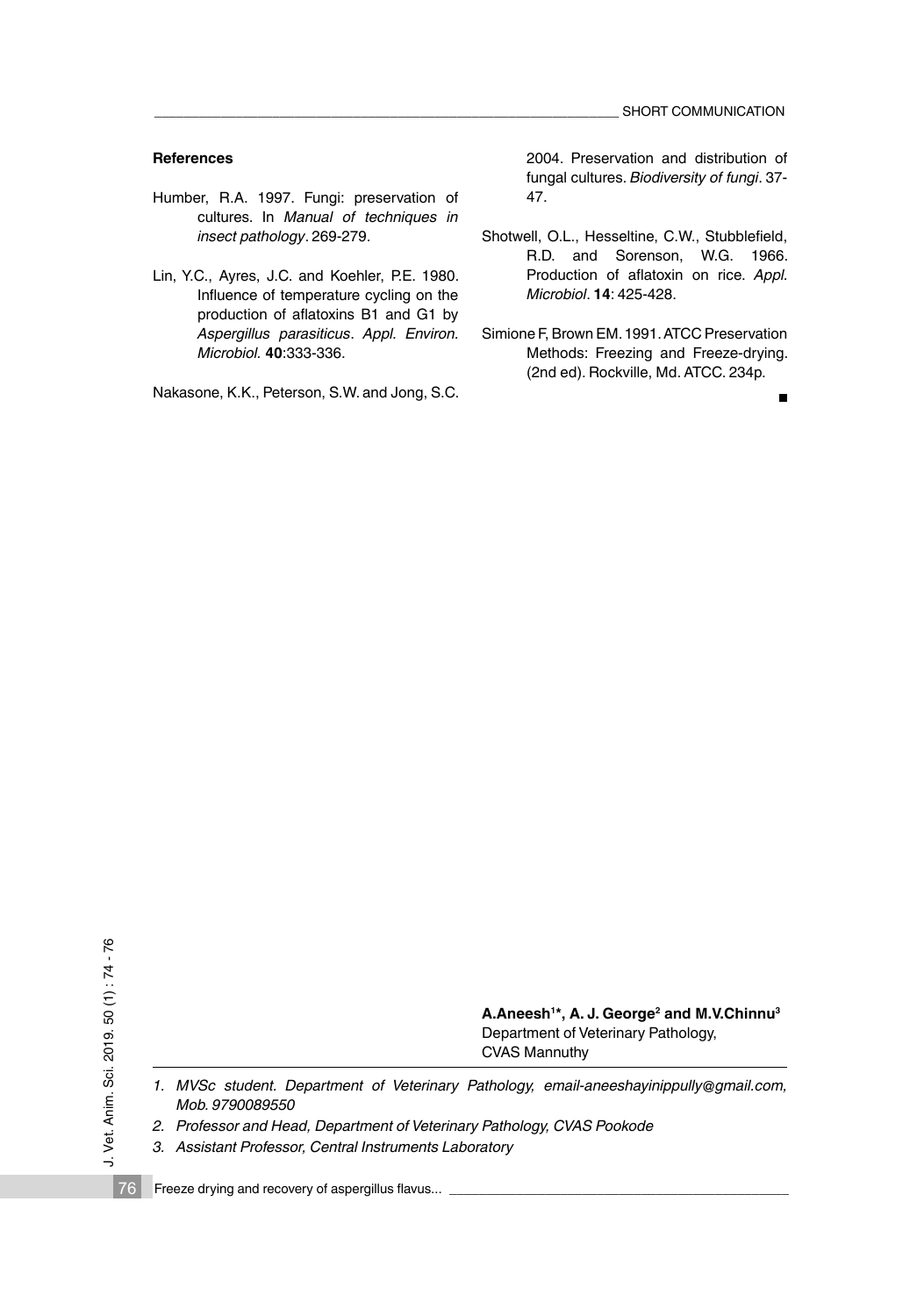**References**

Humber, R.A. 1997. Fungi: preservation of cultures. In *Manual of techniques in insect pathology*. 269-279.

Lin, Y.C., Ayres, J.C. and Koehler, P.E. 1980. Influence of temperature cycling on the production of aflatoxins B1 and G1 by *Aspergillus parasiticus*. *Appl. Environ. Microbiol.* **40**:333-336.

Nakasone, K.K., Peterson, S.W. and Jong, S.C. 2004. Preservation and distribution of fungal cultures. *Biodiversity of fungi*. 37-47.

Shotwell, O.L., Hesseltine, C.W., Stubblefield, R.D. and Sorenson, W.G. 1966. Production of aflatoxin on rice. *Appl. Microbiol*. **14**: 425-428.

Simione F, Brown EM. 1991. ATCC Preservation Methods: Freezing and Freeze-drying. (2nd ed). Rockville, Md. ATCC. 234p.

**A.Aneesh[1]*, A. J. George[2] and M.V.Chinnu[3]**
Department of Veterinary Pathology,
CVAS Mannuthy

1. *MVSc student. Department of Veterinary Pathology, email-aneeshayinippully@gmail.com, Mob. 9790089550*
2. *Professor and Head, Department of Veterinary Pathology, CVAS Pookode*
3. *Assistant Professor, Central Instruments Laboratory*